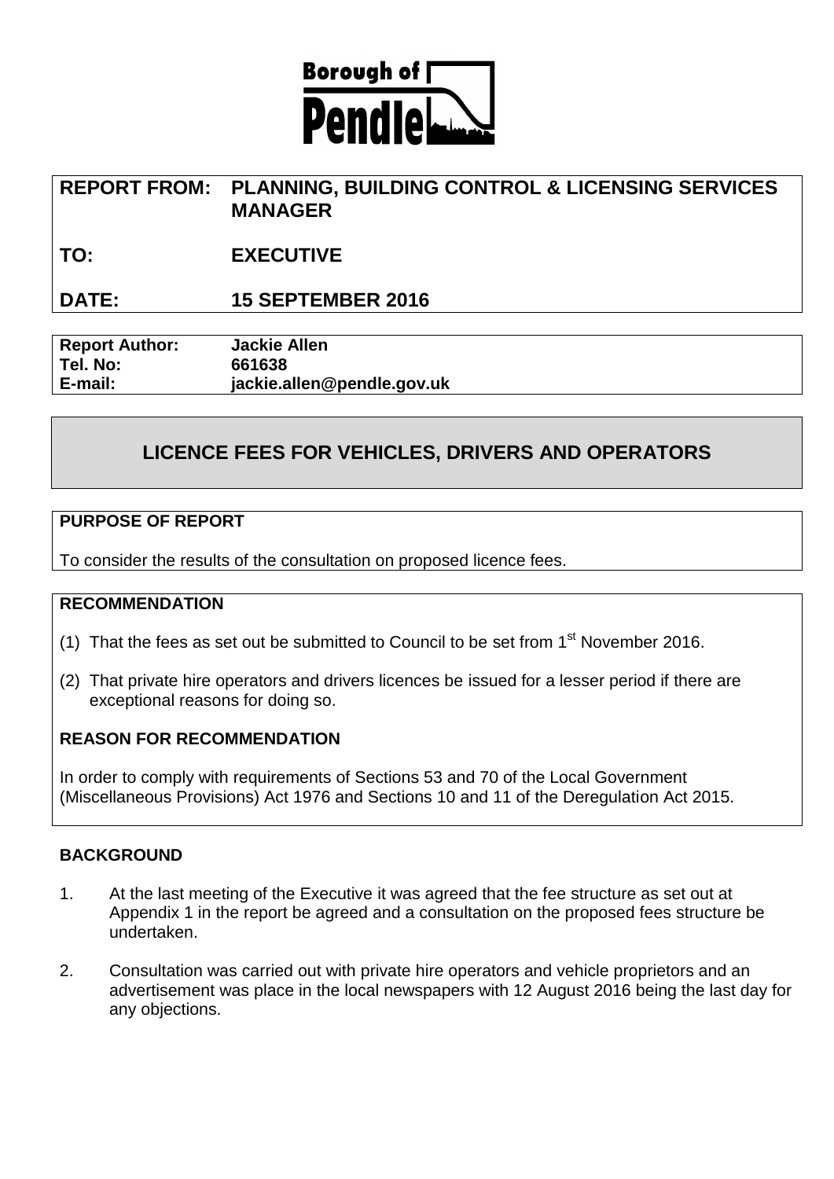**Borough of Pendle**

| | |
|---|---|
| **REPORT FROM:** | **PLANNING, BUILDING CONTROL & LICENSING SERVICES MANAGER** |
| **TO:** | **EXECUTIVE** |
| **DATE:** | **15 SEPTEMBER 2016** |

| | |
|---|---|
| **Report Author:** | **Jackie Allen** |
| **Tel. No:** | **661638** |
| **E-mail:** | **jackie.allen@pendle.gov.uk** |

# LICENCE FEES FOR VEHICLES, DRIVERS AND OPERATORS

## PURPOSE OF REPORT

To consider the results of the consultation on proposed licence fees.

## RECOMMENDATION

(1) That the fees as set out be submitted to Council to be set from 1st November 2016.

(2) That private hire operators and drivers licences be issued for a lesser period if there are exceptional reasons for doing so.

## REASON FOR RECOMMENDATION

In order to comply with requirements of Sections 53 and 70 of the Local Government (Miscellaneous Provisions) Act 1976 and Sections 10 and 11 of the Deregulation Act 2015.

## BACKGROUND

1. At the last meeting of the Executive it was agreed that the fee structure as set out at Appendix 1 in the report be agreed and a consultation on the proposed fees structure be undertaken.

2. Consultation was carried out with private hire operators and vehicle proprietors and an advertisement was place in the local newspapers with 12 August 2016 being the last day for any objections.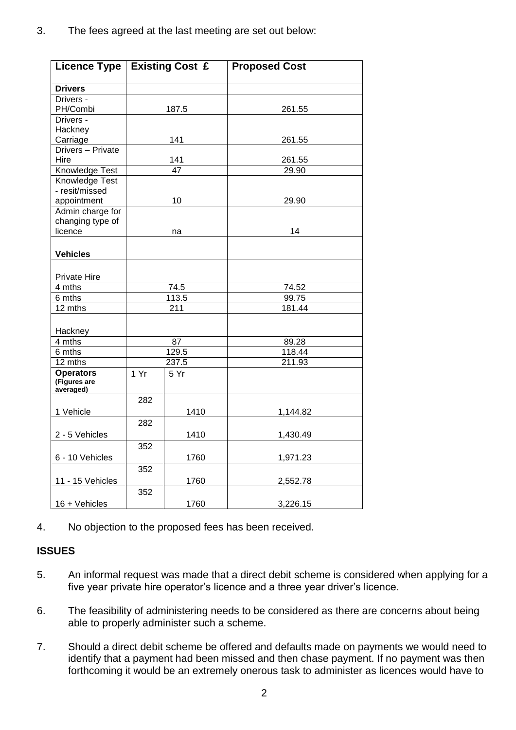3. The fees agreed at the last meeting are set out below:

| Licence Type | Existing Cost £ | | Proposed Cost |
|---|---|---|---|
| **Drivers** | | | |
| Drivers - PH/Combi | 187.5 | | 261.55 |
| Drivers - Hackney Carriage | 141 | | 261.55 |
| Drivers – Private Hire | 141 | | 261.55 |
| Knowledge Test | 47 | | 29.90 |
| Knowledge Test - resit/missed appointment | 10 | | 29.90 |
| Admin charge for changing type of licence | na | | 14 |
| **Vehicles** | | | |
| Private Hire | | | |
| 4 mths | 74.5 | | 74.52 |
| 6 mths | 113.5 | | 99.75 |
| 12 mths | 211 | | 181.44 |
| Hackney | | | |
| 4 mths | 87 | | 89.28 |
| 6 mths | 129.5 | | 118.44 |
| 12 mths | 237.5 | | 211.93 |
| **Operators** (Figures are averaged) | 1 Yr | 5 Yr | |
| 1 Vehicle | 282 | 1410 | 1,144.82 |
| 2 - 5 Vehicles | 282 | 1410 | 1,430.49 |
| 6 - 10 Vehicles | 352 | 1760 | 1,971.23 |
| 11 - 15 Vehicles | 352 | 1760 | 2,552.78 |
| 16 + Vehicles | 352 | 1760 | 3,226.15 |

4. No objection to the proposed fees has been received.

**ISSUES**

5. An informal request was made that a direct debit scheme is considered when applying for a five year private hire operator's licence and a three year driver's licence.

6. The feasibility of administering needs to be considered as there are concerns about being able to properly administer such a scheme.

7. Should a direct debit scheme be offered and defaults made on payments we would need to identify that a payment had been missed and then chase payment. If no payment was then forthcoming it would be an extremely onerous task to administer as licences would have to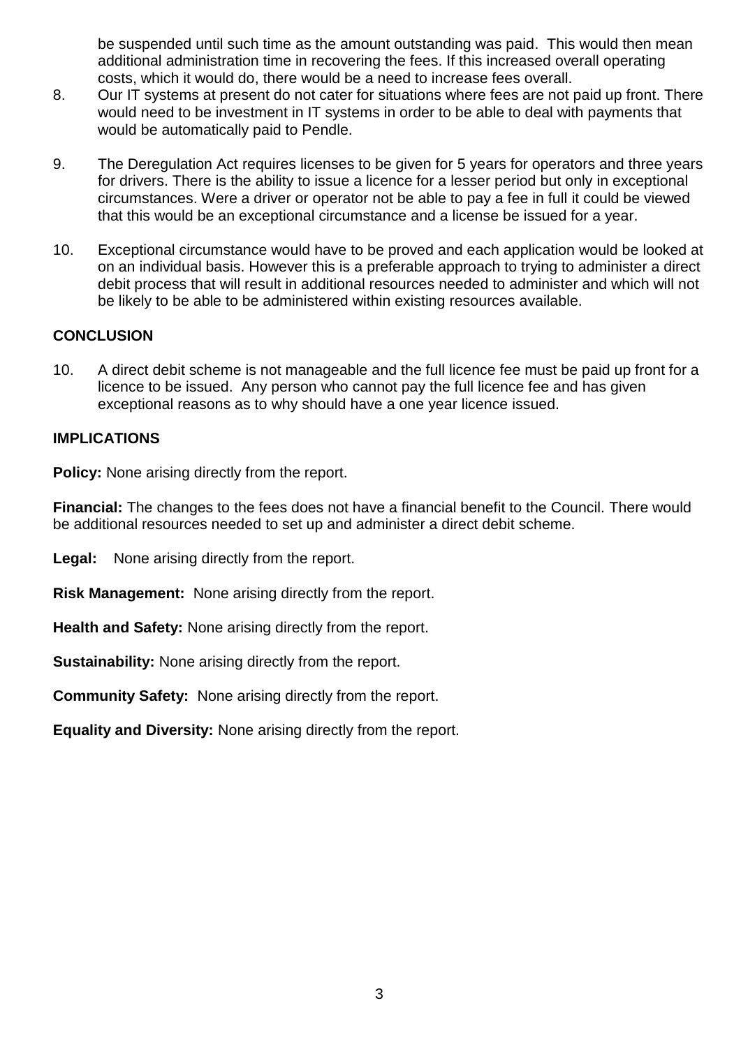be suspended until such time as the amount outstanding was paid. This would then mean additional administration time in recovering the fees. If this increased overall operating costs, which it would do, there would be a need to increase fees overall.

8. Our IT systems at present do not cater for situations where fees are not paid up front. There would need to be investment in IT systems in order to be able to deal with payments that would be automatically paid to Pendle.

9. The Deregulation Act requires licenses to be given for 5 years for operators and three years for drivers. There is the ability to issue a licence for a lesser period but only in exceptional circumstances. Were a driver or operator not be able to pay a fee in full it could be viewed that this would be an exceptional circumstance and a license be issued for a year.

10. Exceptional circumstance would have to be proved and each application would be looked at on an individual basis. However this is a preferable approach to trying to administer a direct debit process that will result in additional resources needed to administer and which will not be likely to be able to be administered within existing resources available.

**CONCLUSION**

10. A direct debit scheme is not manageable and the full licence fee must be paid up front for a licence to be issued. Any person who cannot pay the full licence fee and has given exceptional reasons as to why should have a one year licence issued.

**IMPLICATIONS**

**Policy:** None arising directly from the report.

**Financial:** The changes to the fees does not have a financial benefit to the Council. There would be additional resources needed to set up and administer a direct debit scheme.

**Legal:** None arising directly from the report.

**Risk Management:** None arising directly from the report.

**Health and Safety:** None arising directly from the report.

**Sustainability:** None arising directly from the report.

**Community Safety:** None arising directly from the report.

**Equality and Diversity:** None arising directly from the report.